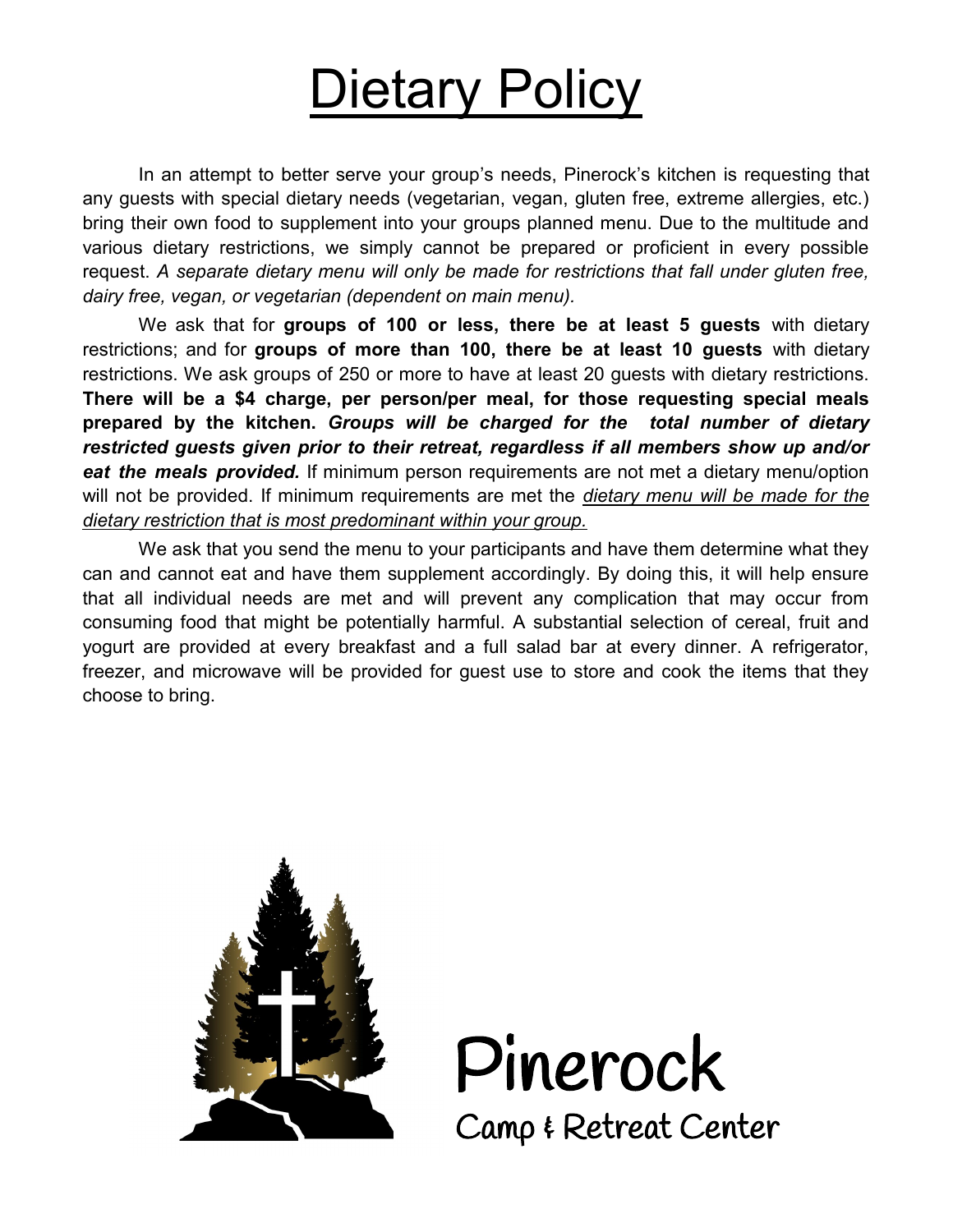# Dietary Policy

In an attempt to better serve your group's needs, Pinerock's kitchen is requesting that any guests with special dietary needs (vegetarian, vegan, gluten free, extreme allergies, etc.) bring their own food to supplement into your groups planned menu. Due to the multitude and various dietary restrictions, we simply cannot be prepared or proficient in every possible request. *A separate dietary menu will only be made for restrictions that fall under gluten free, dairy free, vegan, or vegetarian (dependent on main menu).*

We ask that for **groups of 100 or less, there be at least 5 guests** with dietary restrictions; and for **groups of more than 100, there be at least 10 guests** with dietary restrictions. We ask groups of 250 or more to have at least 20 guests with dietary restrictions. **There will be a $4 charge, per person/per meal, for those requesting special meals prepared by the kitchen.** ***Groups will be charged for the total number of dietary restricted guests given prior to their retreat, regardless if all members show up and/or eat the meals provided.*** If minimum person requirements are not met a dietary menu/option will not be provided. If minimum requirements are met the *dietary menu will be made for the dietary restriction that is most predominant within your group.*

We ask that you send the menu to your participants and have them determine what they can and cannot eat and have them supplement accordingly. By doing this, it will help ensure that all individual needs are met and will prevent any complication that may occur from consuming food that might be potentially harmful. A substantial selection of cereal, fruit and yogurt are provided at every breakfast and a full salad bar at every dinner. A refrigerator, freezer, and microwave will be provided for guest use to store and cook the items that they choose to bring.

Pinerock
Camp & Retreat Center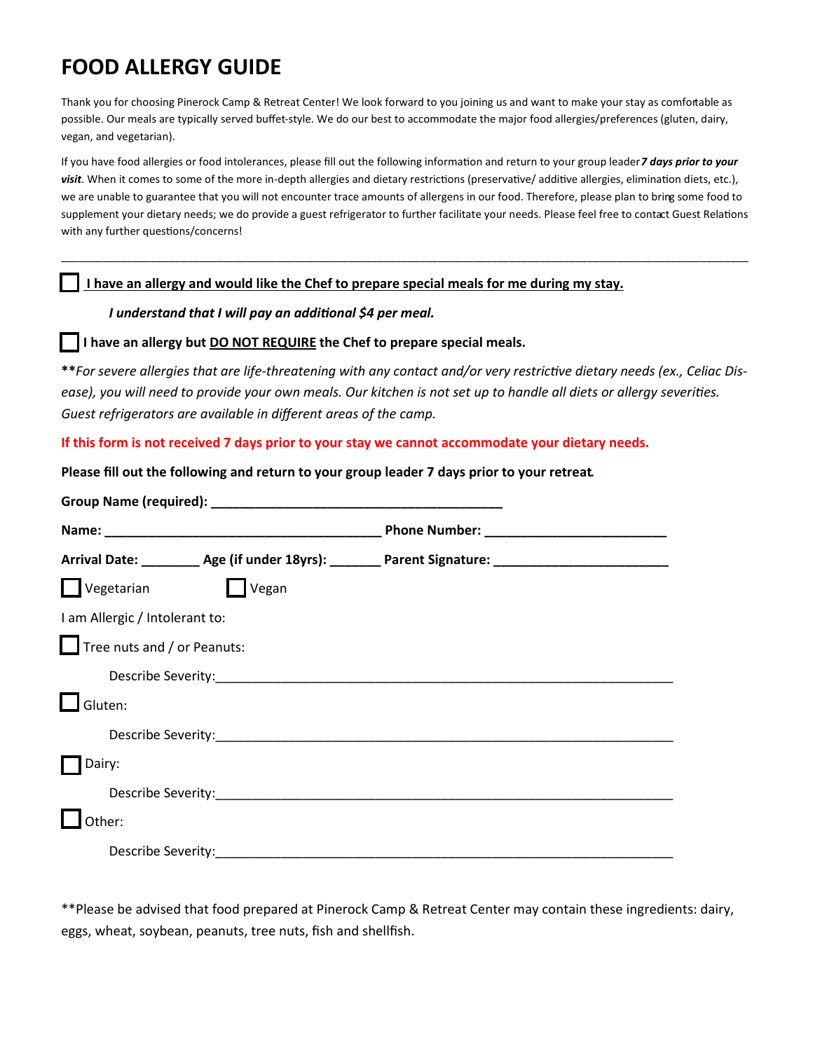# FOOD ALLERGY GUIDE

Thank you for choosing Pinerock Camp & Retreat Center! We look forward to you joining us and want to make your stay as comfortable as possible. Our meals are typically served buffet-style. We do our best to accommodate the major food allergies/preferences (gluten, dairy, vegan, and vegetarian).

If you have food allergies or food intolerances, please fill out the following information and return to your group leader ***7 days prior to your visit***. When it comes to some of the more in-depth allergies and dietary restrictions (preservative/ additive allergies, elimination diets, etc.), we are unable to guarantee that you will not encounter trace amounts of allergens in our food. Therefore, please plan to bring some food to supplement your dietary needs; we do provide a guest refrigerator to further facilitate your needs. Please feel free to contact Guest Relations with any further questions/concerns!

---

☐ **<u>I have an allergy and would like the Chef to prepare special meals for me during my stay.</u>**

***I understand that I will pay an additional $4 per meal.***

☐ **I have an allergy but <u>DO NOT REQUIRE</u> the Chef to prepare special meals.**

**\*\****For severe allergies that are life-threatening with any contact and/or very restrictive dietary needs (ex., Celiac Disease), you will need to provide your own meals. Our kitchen is not set up to handle all diets or allergy severities. Guest refrigerators are available in different areas of the camp.*

**If this form is not received 7 days prior to your stay we cannot accommodate your dietary needs.**

**Please fill out the following and return to your group leader 7 days prior to your retreat.**

**Group Name (required):** ________________________________________

**Name:** ______________________________________ **Phone Number:** _________________________

**Arrival Date:** ________ **Age (if under 18yrs):** _______ **Parent Signature:** ________________________

☐ Vegetarian ☐ Vegan

I am Allergic / Intolerant to:

☐ Tree nuts and / or Peanuts:

Describe Severity:_______________________________________________________________

☐ Gluten:

Describe Severity:_______________________________________________________________

☐ Dairy:

Describe Severity:_______________________________________________________________

☐ Other:

Describe Severity:_______________________________________________________________

\*\*Please be advised that food prepared at Pinerock Camp & Retreat Center may contain these ingredients: dairy, eggs, wheat, soybean, peanuts, tree nuts, fish and shellfish.